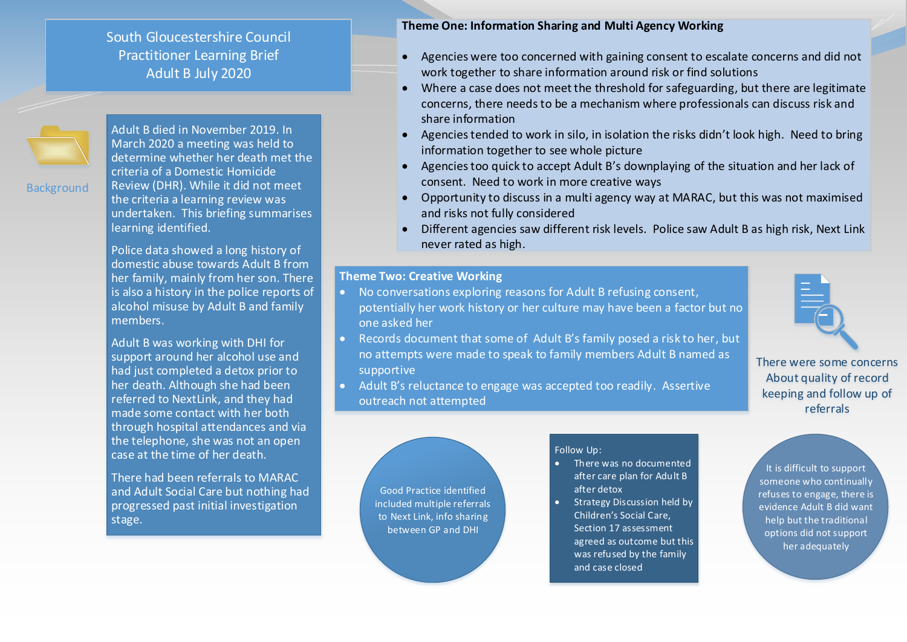# South Gloucestershire Council Practitioner Learning Brief Adult B July 2020

## Background

Adult B died in November 2019. In March 2020 a meeting was held to determine whether her death met the criteria of a Domestic Homicide Review (DHR). While it did not meet the criteria a learning review was undertaken. This briefing summarises learning identified.

Police data showed a long history of domestic abuse towards Adult B from her family, mainly from her son. There is also a history in the police reports of alcohol misuse by Adult B and family members.

Adult B was working with DHI for support around her alcohol use and had just completed a detox prior to her death. Although she had been referred to NextLink, and they had made some contact with her both through hospital attendances and via the telephone, she was not an open case at the time of her death.

There had been referrals to MARAC and Adult Social Care but nothing had progressed past initial investigation stage.

## Theme One: Information Sharing and Multi Agency Working

- Agencies were too concerned with gaining consent to escalate concerns and did not work together to share information around risk or find solutions
- Where a case does not meet the threshold for safeguarding, but there are legitimate concerns, there needs to be a mechanism where professionals can discuss risk and share information
- Agencies tended to work in silo, in isolation the risks didn't look high. Need to bring information together to see whole picture
- Agencies too quick to accept Adult B's downplaying of the situation and her lack of consent. Need to work in more creative ways
- Opportunity to discuss in a multi agency way at MARAC, but this was not maximised and risks not fully considered
- Different agencies saw different risk levels. Police saw Adult B as high risk, Next Link never rated as high.

## Theme Two: Creative Working

- No conversations exploring reasons for Adult B refusing consent, potentially her work history or her culture may have been a factor but no one asked her
- Records document that some of Adult B's family posed a risk to her, but no attempts were made to speak to family members Adult B named as supportive
- Adult B's reluctance to engage was accepted too readily. Assertive outreach not attempted

There were some concerns About quality of record keeping and follow up of referrals

Good Practice identified included multiple referrals to Next Link, info sharing between GP and DHI

Follow Up:

- There was no documented after care plan for Adult B after detox
- Strategy Discussion held by Children's Social Care, Section 17 assessment agreed as outcome but this was refused by the family and case closed

It is difficult to support someone who continually refuses to engage, there is evidence Adult B did want help but the traditional options did not support her adequately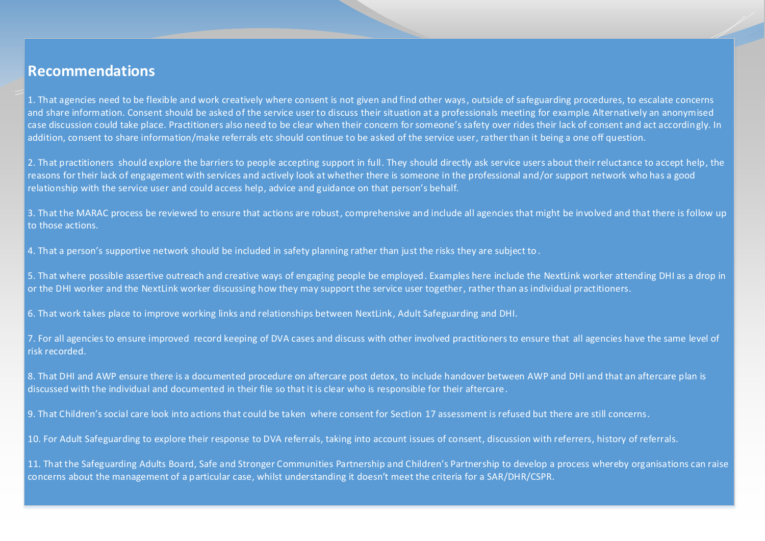## Recommendations

1. That agencies need to be flexible and work creatively where consent is not given and find other ways, outside of safeguarding procedures, to escalate concerns and share information. Consent should be asked of the service user to discuss their situation at a professionals meeting for example. Alternatively an anonymised case discussion could take place. Practitioners also need to be clear when their concern for someone's safety over rides their lack of consent and act accordingly. In addition, consent to share information/make referrals etc should continue to be asked of the service user, rather than it being a one off question.

2. That practitioners should explore the barriers to people accepting support in full. They should directly ask service users about their reluctance to accept help, the reasons for their lack of engagement with services and actively look at whether there is someone in the professional and/or support network who has a good relationship with the service user and could access help, advice and guidance on that person's behalf.

3. That the MARAC process be reviewed to ensure that actions are robust, comprehensive and include all agencies that might be involved and that there is follow up to those actions.

4. That a person's supportive network should be included in safety planning rather than just the risks they are subject to.

5. That where possible assertive outreach and creative ways of engaging people be employed. Examples here include the NextLink worker attending DHI as a drop in or the DHI worker and the NextLink worker discussing how they may support the service user together, rather than as individual practitioners.

6. That work takes place to improve working links and relationships between NextLink, Adult Safeguarding and DHI.

7. For all agencies to ensure improved record keeping of DVA cases and discuss with other involved practitioners to ensure that all agencies have the same level of risk recorded.

8. That DHI and AWP ensure there is a documented procedure on aftercare post detox, to include handover between AWP and DHI and that an aftercare plan is discussed with the individual and documented in their file so that it is clear who is responsible for their aftercare.

9. That Children's social care look into actions that could be taken where consent for Section 17 assessment is refused but there are still concerns.

10. For Adult Safeguarding to explore their response to DVA referrals, taking into account issues of consent, discussion with referrers, history of referrals.

11. That the Safeguarding Adults Board, Safe and Stronger Communities Partnership and Children's Partnership to develop a process whereby organisations can raise concerns about the management of a particular case, whilst understanding it doesn't meet the criteria for a SAR/DHR/CSPR.